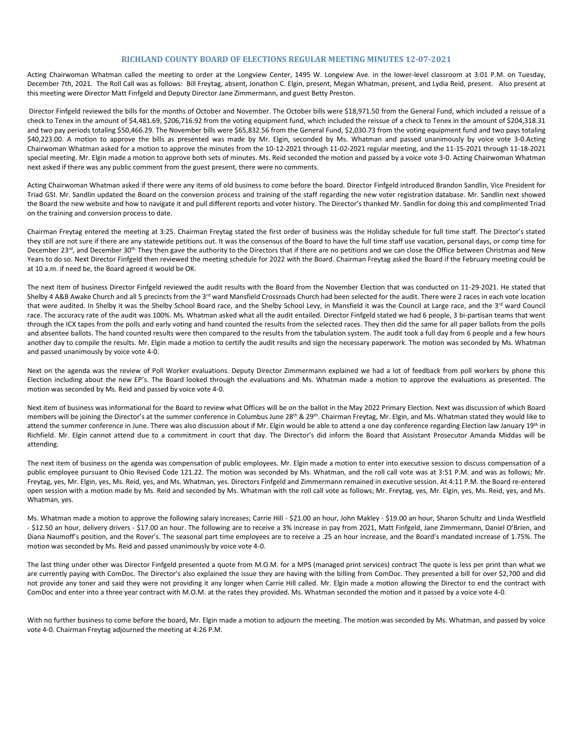# RICHLAND COUNTY BOARD OF ELECTIONS REGULAR MEETING MINUTES 12-07-2021

Acting Chairwoman Whatman called the meeting to order at the Longview Center, 1495 W. Longview Ave. in the lower-level classroom at 3:01 P.M. on Tuesday, December 7th, 2021. The Roll Call was as follows: Bill Freytag, absent, Jonathon C. Elgin, present, Megan Whatman, present, and Lydia Reid, present. Also present at this meeting were Director Matt Finfgeld and Deputy Director Jane Zimmermann, and guest Betty Preston.

Director Finfgeld reviewed the bills for the months of October and November. The October bills were $18,971.50 from the General Fund, which included a reissue of a check to Tenex in the amount of $4,481.69, $206,716.92 from the voting equipment fund, which included the reissue of a check to Tenex in the amount of $204,318.31 and two pay periods totaling $50,466.29. The November bills were $65,832.56 from the General Fund, $2,030.73 from the voting equipment fund and two pays totaling $40,223.00. A motion to approve the bills as presented was made by Mr. Elgin, seconded by Ms. Whatman and passed unanimously by voice vote 3-0.Acting Chairwoman Whatman asked for a motion to approve the minutes from the 10-12-2021 through 11-02-2021 regular meeting, and the 11-15-2021 through 11-18-2021 special meeting. Mr. Elgin made a motion to approve both sets of minutes. Ms. Reid seconded the motion and passed by a voice vote 3-0. Acting Chairwoman Whatman next asked if there was any public comment from the guest present, there were no comments.

Acting Chairwoman Whatman asked if there were any items of old business to come before the board. Director Finfgeld introduced Brandon Sandlin, Vice President for Triad GSI. Mr. Sandlin updated the Board on the conversion process and training of the staff regarding the new voter registration database. Mr. Sandlin next showed the Board the new website and how to navigate it and pull different reports and voter history. The Director's thanked Mr. Sandlin for doing this and complimented Triad on the training and conversion process to date.

Chairman Freytag entered the meeting at 3:25. Chairman Freytag stated the first order of business was the Holiday schedule for full time staff. The Director's stated they still are not sure if there are any statewide petitions out. It was the consensus of the Board to have the full time staff use vacation, personal days, or comp time for December 23rd, and December 30th. They then gave the authority to the Directors that if there are no petitions and we can close the Office between Christmas and New Years to do so. Next Director Finfgeld then reviewed the meeting schedule for 2022 with the Board. Chairman Freytag asked the Board if the February meeting could be at 10 a.m. if need be, the Board agreed it would be OK.

The next item of business Director Finfgeld reviewed the audit results with the Board from the November Election that was conducted on 11-29-2021. He stated that Shelby 4 A&B Awake Church and all 5 precincts from the 3rd ward Mansfield Crossroads Church had been selected for the audit. There were 2 races in each vote location that were audited. In Shelby it was the Shelby School Board race, and the Shelby School Levy, in Mansfield it was the Council at Large race, and the 3rd ward Council race. The accuracy rate of the audit was 100%. Ms. Whatman asked what all the audit entailed. Director Finfgeld stated we had 6 people, 3 bi-partisan teams that went through the ICX tapes from the polls and early voting and hand counted the results from the selected races. They then did the same for all paper ballots from the polls and absentee ballots. The hand counted results were then compared to the results from the tabulation system. The audit took a full day from 6 people and a few hours another day to compile the results. Mr. Elgin made a motion to certify the audit results and sign the necessary paperwork. The motion was seconded by Ms. Whatman and passed unanimously by voice vote 4-0.

Next on the agenda was the review of Poll Worker evaluations. Deputy Director Zimmermann explained we had a lot of feedback from poll workers by phone this Election including about the new EP's. The Board looked through the evaluations and Ms. Whatman made a motion to approve the evaluations as presented. The motion was seconded by Ms. Reid and passed by voice vote 4-0.

Next item of business was informational for the Board to review what Offices will be on the ballot in the May 2022 Primary Election. Next was discussion of which Board members will be joining the Director's at the summer conference in Columbus June 28th & 29th. Chairman Freytag, Mr. Elgin, and Ms. Whatman stated they would like to attend the summer conference in June. There was also discussion about if Mr. Elgin would be able to attend a one day conference regarding Election law January 19th in Richfield. Mr. Elgin cannot attend due to a commitment in court that day. The Director's did inform the Board that Assistant Prosecutor Amanda Middas will be attending.

The next item of business on the agenda was compensation of public employees. Mr. Elgin made a motion to enter into executive session to discuss compensation of a public employee pursuant to Ohio Revised Code 121.22. The motion was seconded by Ms. Whatman, and the roll call vote was at 3:51 P.M. and was as follows; Mr. Freytag, yes, Mr. Elgin, yes, Ms. Reid, yes, and Ms. Whatman, yes. Directors Finfgeld and Zimmermann remained in executive session. At 4:11 P.M. the Board re-entered open session with a motion made by Ms. Reid and seconded by Ms. Whatman with the roll call vote as follows; Mr. Freytag, yes, Mr. Elgin, yes, Ms. Reid, yes, and Ms. Whatman, yes.

Ms. Whatman made a motion to approve the following salary increases; Carrie Hill - $21.00 an hour, John Makley - $19.00 an hour, Sharon Schultz and Linda Westfield - $12.50 an hour, delivery drivers - $17.00 an hour. The following are to receive a 3% increase in pay from 2021, Matt Finfgeld, Jane Zimmermann, Daniel O'Brien, and Diana Naumoff's position, and the Rover's. The seasonal part time employees are to receive a .25 an hour increase, and the Board's mandated increase of 1.75%. The motion was seconded by Ms. Reid and passed unanimously by voice vote 4-0.

The last thing under other was Director Finfgeld presented a quote from M.O.M. for a MPS (managed print services) contract The quote is less per print than what we are currently paying with ComDoc. The Director's also explained the issue they are having with the billing from ComDoc. They presented a bill for over $2,700 and did not provide any toner and said they were not providing it any longer when Carrie Hill called. Mr. Elgin made a motion allowing the Director to end the contract with ComDoc and enter into a three year contract with M.O.M. at the rates they provided. Ms. Whatman seconded the motion and it passed by a voice vote 4-0.

With no further business to come before the board, Mr. Elgin made a motion to adjourn the meeting. The motion was seconded by Ms. Whatman, and passed by voice vote 4-0. Chairman Freytag adjourned the meeting at 4:26 P.M.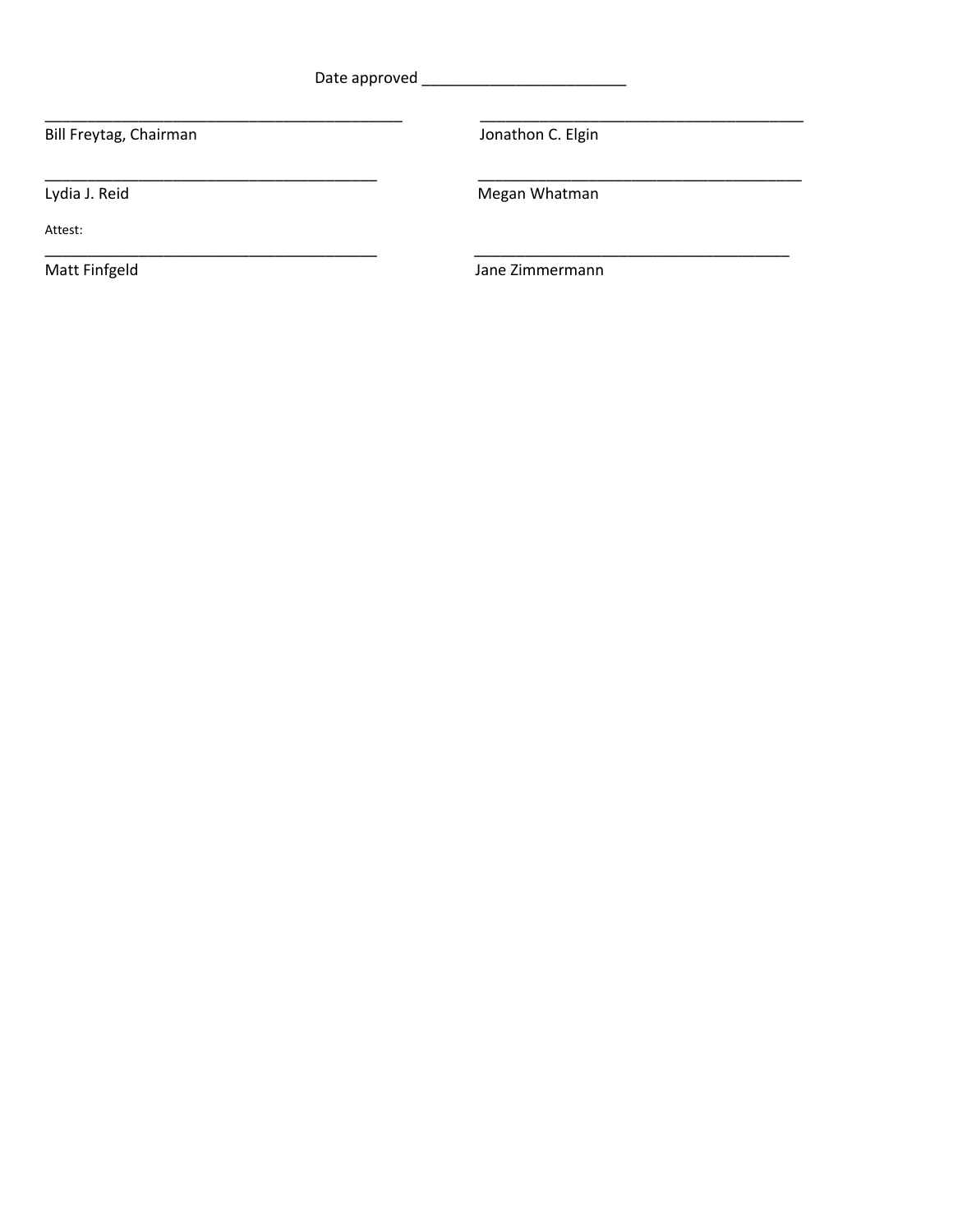Date approved ________________________

| | |
|---|---|
| ________________________________________ | ________________________________________ |
| Bill Freytag, Chairman | Jonathon C. Elgin |
| ________________________________________ | ________________________________________ |
| Lydia J. Reid | Megan Whatman |

Attest:

| | |
|---|---|
| ________________________________________ | ________________________________________ |
| Matt Finfgeld | Jane Zimmermann |